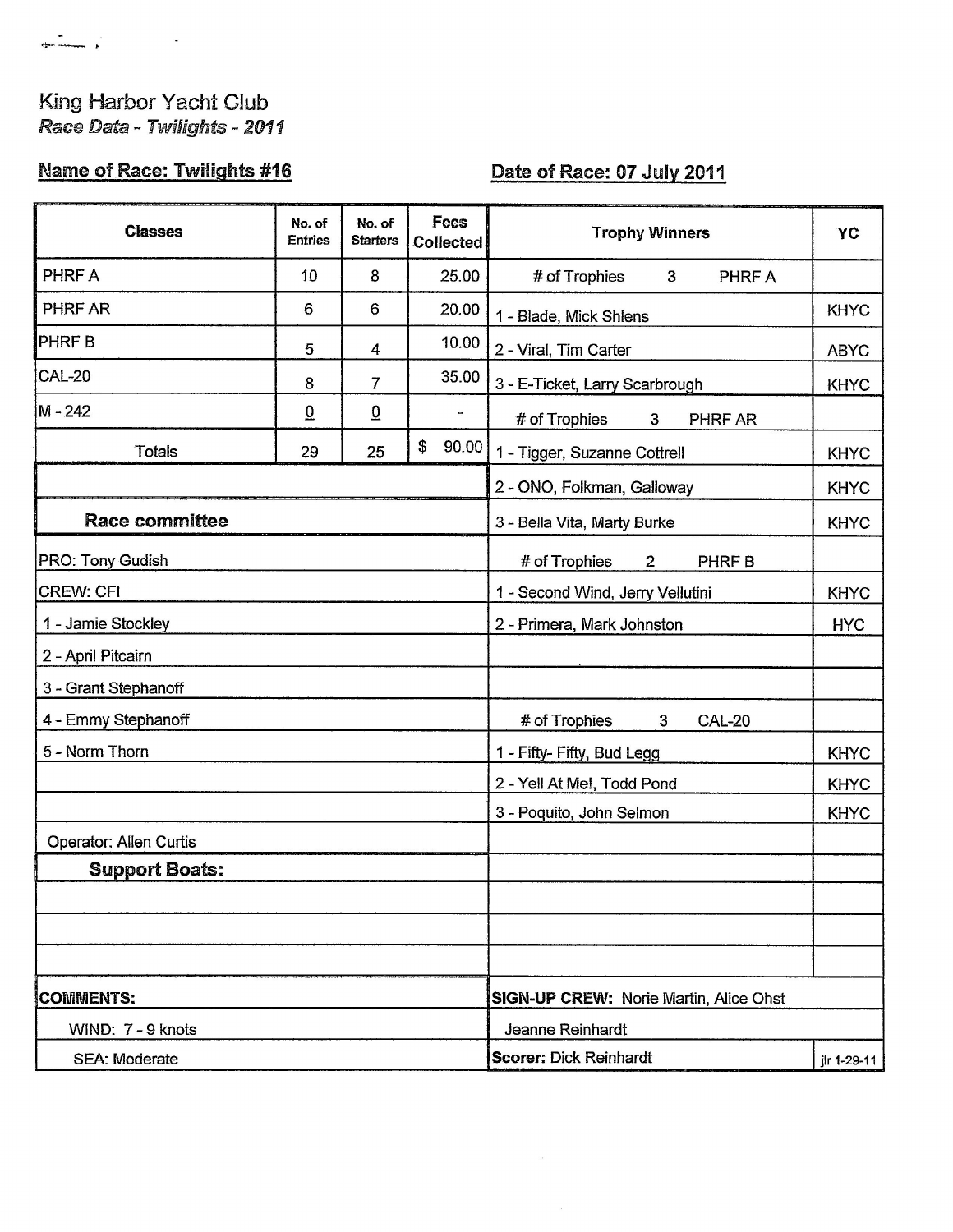King Harbor Yacht Club

*Race Data - Twilights - 2011*

**Name of Race: Twilights #16** | **Date of Race: 07 July 2011**

| Classes | No. of Entries | No. of Starters | Fees Collected | Trophy Winners | YC |
|---|---|---|---|---|---|
| PHRF A | 10 | 8 | 25.00 | # of Trophies 3 PHRF A | |
| PHRF AR | 6 | 6 | 20.00 | 1 - Blade, Mick Shlens | KHYC |
| PHRF B | 5 | 4 | 10.00 | 2 - Viral, Tim Carter | ABYC |
| CAL-20 | 8 | 7 | 35.00 | 3 - E-Ticket, Larry Scarbrough | KHYC |
| M - 242 | 0 | 0 | - | # of Trophies 3 PHRF AR | |
| Totals | 29 | 25 | $ 90.00 | 1 - Tigger, Suzanne Cottrell | KHYC |
| | | | | 2 - ONO, Folkman, Galloway | KHYC |
| **Race committee** | | | | 3 - Bella Vita, Marty Burke | KHYC |
| PRO: Tony Gudish | | | | # of Trophies 2 PHRF B | |
| CREW: CFI | | | | 1 - Second Wind, Jerry Vellutini | KHYC |
| 1 - Jamie Stockley | | | | 2 - Primera, Mark Johnston | HYC |
| 2 - April Pitcairn | | | | | |
| 3 - Grant Stephanoff | | | | | |
| 4 - Emmy Stephanoff | | | | # of Trophies 3 CAL-20 | |
| 5 - Norm Thorn | | | | 1 - Fifty- Fifty, Bud Legg | KHYC |
| | | | | 2 - Yell At Me!, Todd Pond | KHYC |
| | | | | 3 - Poquito, John Selmon | KHYC |
| Operator: Allen Curtis | | | | | |
| **Support Boats:** | | | | | |
| | | | | | |
| | | | | | |
| | | | | | |
| **COMMENTS:** | | | | **SIGN-UP CREW:** Norie Martin, Alice Ohst | |
| WIND: 7 - 9 knots | | | | Jeanne Reinhardt | |
| SEA: Moderate | | | | **Scorer:** Dick Reinhardt | jlr 1-29-11 |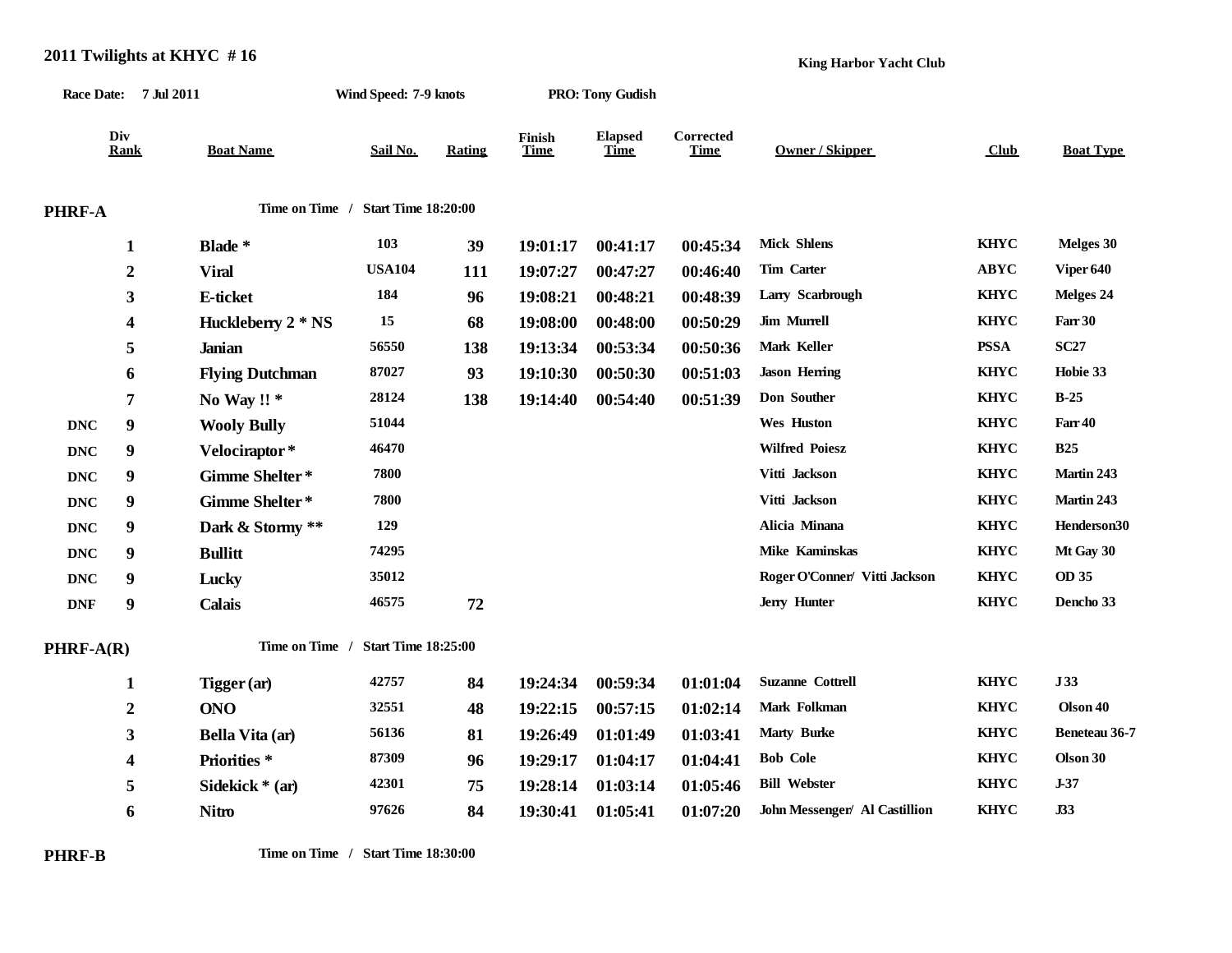# 2011 Twilights at KHYC # 16

King Harbor Yacht Club

**Race Date:** 7 Jul 2011 **Wind Speed:** 7-9 knots **PRO:** Tony Gudish

| | Div Rank | Boat Name | Sail No. | Rating | Finish Time | Elapsed Time | Corrected Time | Owner / Skipper | Club | Boat Type |
|---|---|---|---|---|---|---|---|---|---|---|
| **PHRF-A** | | Time on Time / Start Time 18:20:00 | | | | | | | | |
| | 1 | Blade * | 103 | 39 | 19:01:17 | 00:41:17 | 00:45:34 | Mick Shlens | KHYC | Melges 30 |
| | 2 | Viral | USA104 | 111 | 19:07:27 | 00:47:27 | 00:46:40 | Tim Carter | ABYC | Viper 640 |
| | 3 | E-ticket | 184 | 96 | 19:08:21 | 00:48:21 | 00:48:39 | Larry Scarbrough | KHYC | Melges 24 |
| | 4 | Huckleberry 2 * NS | 15 | 68 | 19:08:00 | 00:48:00 | 00:50:29 | Jim Murrell | KHYC | Farr 30 |
| | 5 | Janian | 56550 | 138 | 19:13:34 | 00:53:34 | 00:50:36 | Mark Keller | PSSA | SC27 |
| | 6 | Flying Dutchman | 87027 | 93 | 19:10:30 | 00:50:30 | 00:51:03 | Jason Herring | KHYC | Hobie 33 |
| | 7 | No Way !! * | 28124 | 138 | 19:14:40 | 00:54:40 | 00:51:39 | Don Souther | KHYC | B-25 |
| DNC | 9 | Wooly Bully | 51044 | | | | | Wes Huston | KHYC | Farr 40 |
| DNC | 9 | Velociraptor * | 46470 | | | | | Wilfred Poiesz | KHYC | B25 |
| DNC | 9 | Gimme Shelter * | 7800 | | | | | Vitti Jackson | KHYC | Martin 243 |
| DNC | 9 | Gimme Shelter * | 7800 | | | | | Vitti Jackson | KHYC | Martin 243 |
| DNC | 9 | Dark & Stormy ** | 129 | | | | | Alicia Minana | KHYC | Henderson30 |
| DNC | 9 | Bullitt | 74295 | | | | | Mike Kaminskas | KHYC | Mt Gay 30 |
| DNC | 9 | Lucky | 35012 | | | | | Roger O'Conner/ Vitti Jackson | KHYC | OD 35 |
| DNF | 9 | Calais | 46575 | 72 | | | | Jerry Hunter | KHYC | Dencho 33 |
| **PHRF-A(R)** | | Time on Time / Start Time 18:25:00 | | | | | | | | |
| | 1 | Tigger (ar) | 42757 | 84 | 19:24:34 | 00:59:34 | 01:01:04 | Suzanne Cottrell | KHYC | J 33 |
| | 2 | ONO | 32551 | 48 | 19:22:15 | 00:57:15 | 01:02:14 | Mark Folkman | KHYC | Olson 40 |
| | 3 | Bella Vita (ar) | 56136 | 81 | 19:26:49 | 01:01:49 | 01:03:41 | Marty Burke | KHYC | Beneteau 36-7 |
| | 4 | Priorities * | 87309 | 96 | 19:29:17 | 01:04:17 | 01:04:41 | Bob Cole | KHYC | Olson 30 |
| | 5 | Sidekick * (ar) | 42301 | 75 | 19:28:14 | 01:03:14 | 01:05:46 | Bill Webster | KHYC | J-37 |
| | 6 | Nitro | 97626 | 84 | 19:30:41 | 01:05:41 | 01:07:20 | John Messenger/ Al Castillion | KHYC | J33 |
| **PHRF-B** | | Time on Time / Start Time 18:30:00 | | | | | | | | |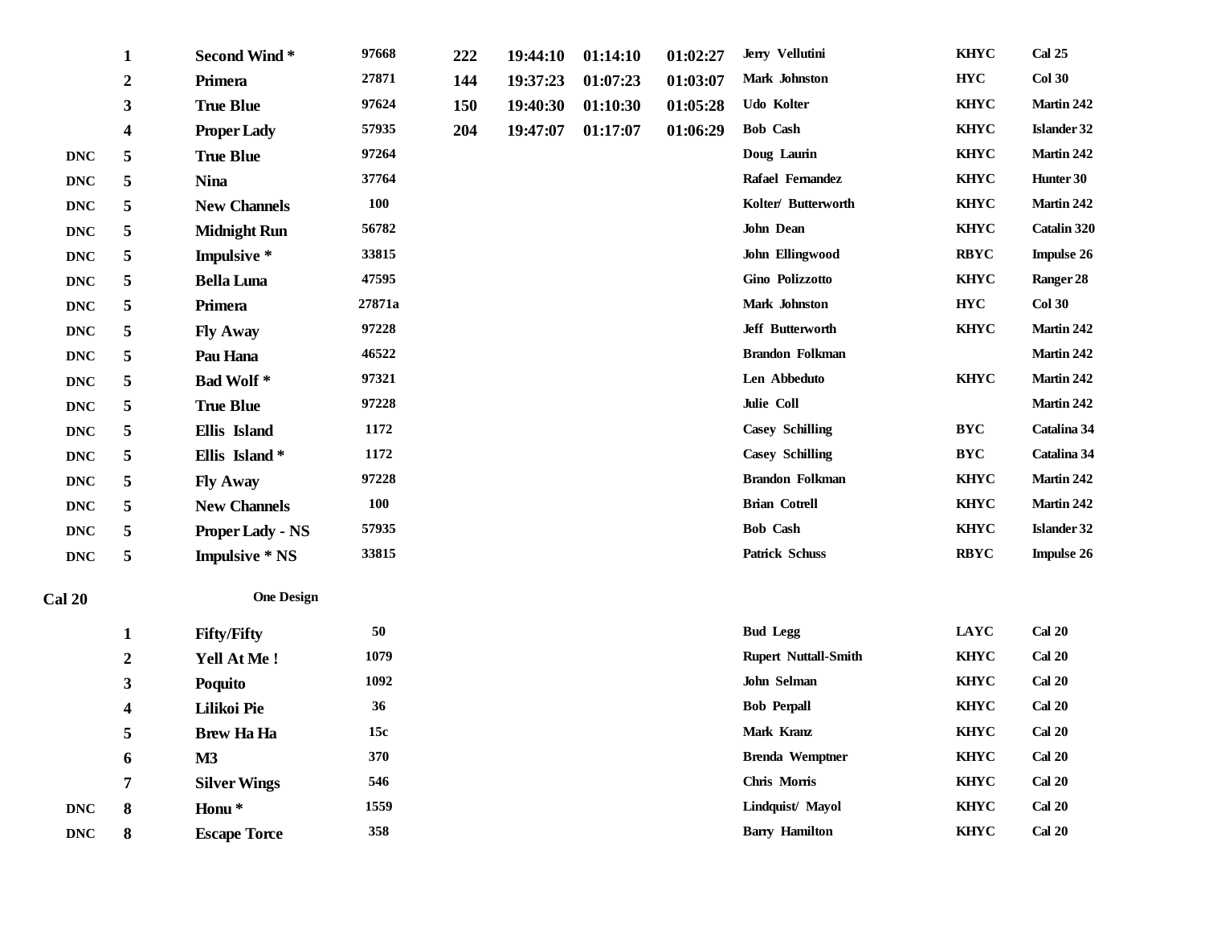|  | Place | Boat | Sail # |  |  |  |  | Skipper | Club | Boat Type |
|---|---|---|---|---|---|---|---|---|---|---|
|  | 1 | Second Wind * | 97668 | 222 | 19:44:10 | 01:14:10 | 01:02:27 | Jerry Vellutini | KHYC | Cal 25 |
|  | 2 | Primera | 27871 | 144 | 19:37:23 | 01:07:23 | 01:03:07 | Mark Johnston | HYC | Col 30 |
|  | 3 | True Blue | 97624 | 150 | 19:40:30 | 01:10:30 | 01:05:28 | Udo Kolter | KHYC | Martin 242 |
|  | 4 | Proper Lady | 57935 | 204 | 19:47:07 | 01:17:07 | 01:06:29 | Bob Cash | KHYC | Islander 32 |
| DNC | 5 | True Blue | 97264 |  |  |  |  | Doug Laurin | KHYC | Martin 242 |
| DNC | 5 | Nina | 37764 |  |  |  |  | Rafael Fernandez | KHYC | Hunter 30 |
| DNC | 5 | New Channels | 100 |  |  |  |  | Kolter/ Butterworth | KHYC | Martin 242 |
| DNC | 5 | Midnight Run | 56782 |  |  |  |  | John Dean | KHYC | Catalin 320 |
| DNC | 5 | Impulsive * | 33815 |  |  |  |  | John Ellingwood | RBYC | Impulse 26 |
| DNC | 5 | Bella Luna | 47595 |  |  |  |  | Gino Polizzotto | KHYC | Ranger 28 |
| DNC | 5 | Primera | 27871a |  |  |  |  | Mark Johnston | HYC | Col 30 |
| DNC | 5 | Fly Away | 97228 |  |  |  |  | Jeff Butterworth | KHYC | Martin 242 |
| DNC | 5 | Pau Hana | 46522 |  |  |  |  | Brandon Folkman |  | Martin 242 |
| DNC | 5 | Bad Wolf * | 97321 |  |  |  |  | Len Abbeduto | KHYC | Martin 242 |
| DNC | 5 | True Blue | 97228 |  |  |  |  | Julie Coll |  | Martin 242 |
| DNC | 5 | Ellis Island | 1172 |  |  |  |  | Casey Schilling | BYC | Catalina 34 |
| DNC | 5 | Ellis Island * | 1172 |  |  |  |  | Casey Schilling | BYC | Catalina 34 |
| DNC | 5 | Fly Away | 97228 |  |  |  |  | Brandon Folkman | KHYC | Martin 242 |
| DNC | 5 | New Channels | 100 |  |  |  |  | Brian Cotrell | KHYC | Martin 242 |
| DNC | 5 | Proper Lady - NS | 57935 |  |  |  |  | Bob Cash | KHYC | Islander 32 |
| DNC | 5 | Impulsive * NS | 33815 |  |  |  |  | Patrick Schuss | RBYC | Impulse 26 |

**Cal 20** — **One Design**

|  | Place | Boat | Sail # | Skipper | Club | Boat Type |
|---|---|---|---|---|---|---|
|  | 1 | Fifty/Fifty | 50 | Bud Legg | LAYC | Cal 20 |
|  | 2 | Yell At Me ! | 1079 | Rupert Nuttall-Smith | KHYC | Cal 20 |
|  | 3 | Poquito | 1092 | John Selman | KHYC | Cal 20 |
|  | 4 | Lilikoi Pie | 36 | Bob Perpall | KHYC | Cal 20 |
|  | 5 | Brew Ha Ha | 15c | Mark Kranz | KHYC | Cal 20 |
|  | 6 | M3 | 370 | Brenda Wemptner | KHYC | Cal 20 |
|  | 7 | Silver Wings | 546 | Chris Morris | KHYC | Cal 20 |
| DNC | 8 | Honu * | 1559 | Lindquist/ Mayol | KHYC | Cal 20 |
| DNC | 8 | Escape Torce | 358 | Barry Hamilton | KHYC | Cal 20 |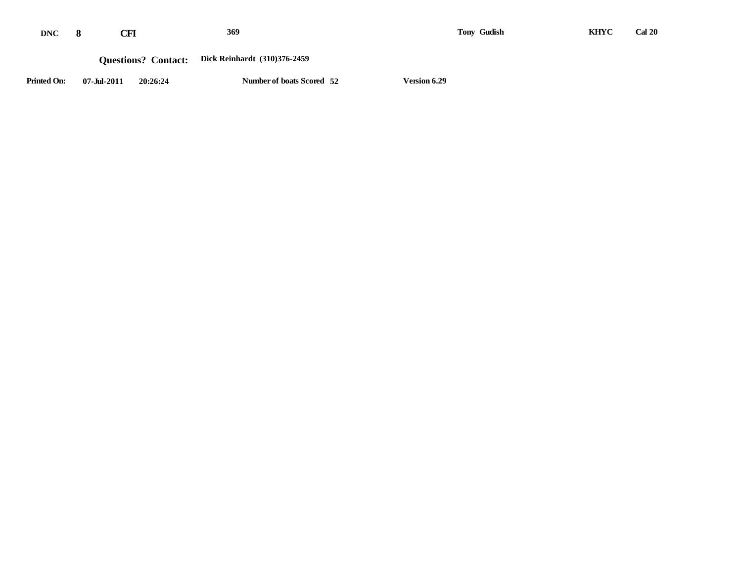| | | | | | | |
|---|---|---|---|---|---|---|
| DNC | 8 | CFI | 369 | Tony Gudish | KHYC | Cal 20 |

**Questions? Contact:** **Dick Reinhardt (310)376-2459**

**Printed On:** **07-Jul-2011** **20:26:24** **Number of boats Scored 52** **Version 6.29**